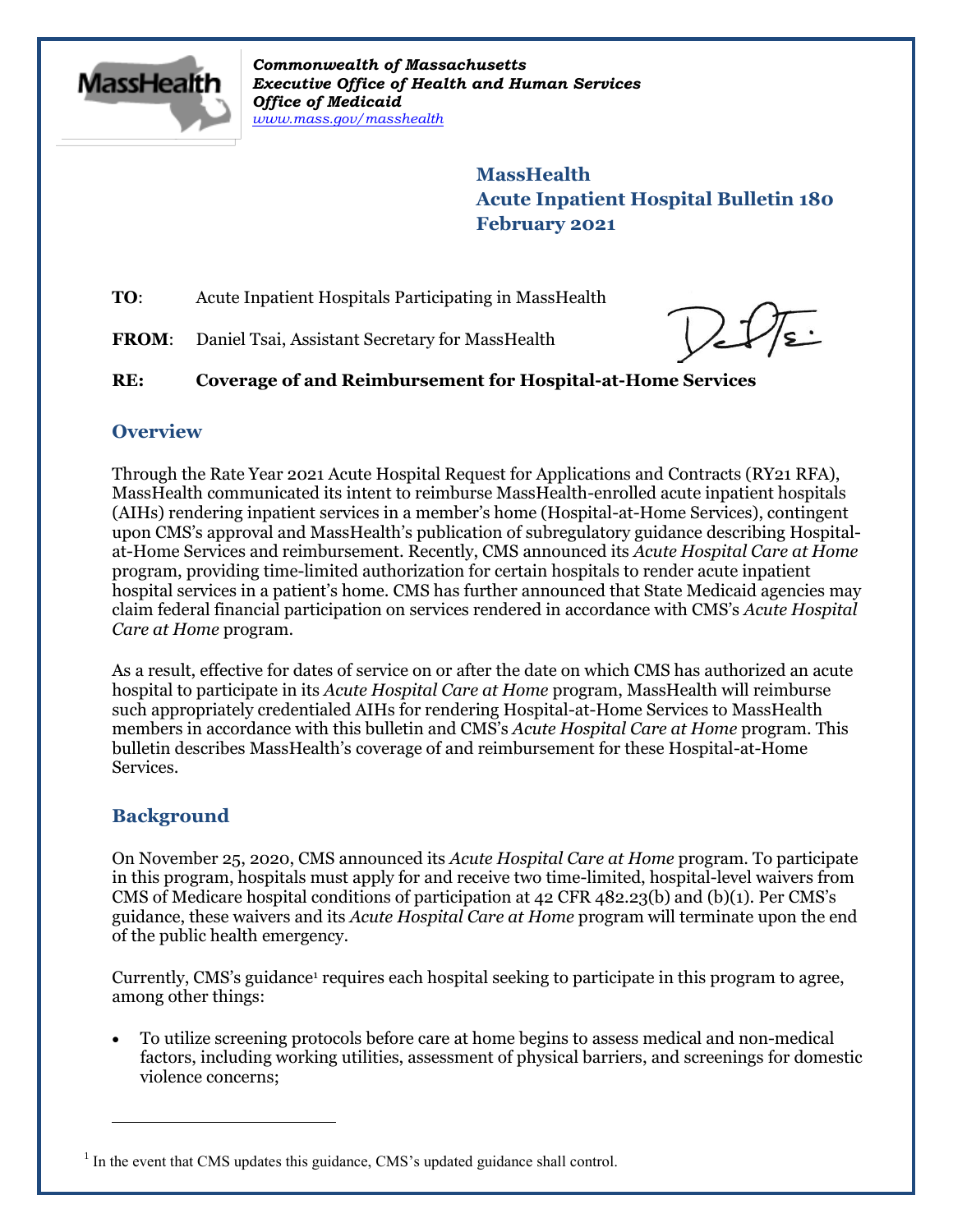*Commonwealth of Massachusetts*
***Executive Office of Health and Human Services***
***Office of Medicaid***
*www.mass.gov/masshealth*

# MassHealth
# Acute Inpatient Hospital Bulletin 180
# February 2021

**TO**: Acute Inpatient Hospitals Participating in MassHealth

**FROM**: Daniel Tsai, Assistant Secretary for MassHealth

**RE: Coverage of and Reimbursement for Hospital-at-Home Services**

## Overview

Through the Rate Year 2021 Acute Hospital Request for Applications and Contracts (RY21 RFA), MassHealth communicated its intent to reimburse MassHealth-enrolled acute inpatient hospitals (AIHs) rendering inpatient services in a member's home (Hospital-at-Home Services), contingent upon CMS's approval and MassHealth's publication of subregulatory guidance describing Hospital-at-Home Services and reimbursement. Recently, CMS announced its *Acute Hospital Care at Home* program, providing time-limited authorization for certain hospitals to render acute inpatient hospital services in a patient's home. CMS has further announced that State Medicaid agencies may claim federal financial participation on services rendered in accordance with CMS's *Acute Hospital Care at Home* program.

As a result, effective for dates of service on or after the date on which CMS has authorized an acute hospital to participate in its *Acute Hospital Care at Home* program, MassHealth will reimburse such appropriately credentialed AIHs for rendering Hospital-at-Home Services to MassHealth members in accordance with this bulletin and CMS's *Acute Hospital Care at Home* program. This bulletin describes MassHealth's coverage of and reimbursement for these Hospital-at-Home Services.

## Background

On November 25, 2020, CMS announced its *Acute Hospital Care at Home* program. To participate in this program, hospitals must apply for and receive two time-limited, hospital-level waivers from CMS of Medicare hospital conditions of participation at 42 CFR 482.23(b) and (b)(1). Per CMS's guidance, these waivers and its *Acute Hospital Care at Home* program will terminate upon the end of the public health emergency.

Currently, CMS's guidance[1] requires each hospital seeking to participate in this program to agree, among other things:

- To utilize screening protocols before care at home begins to assess medical and non-medical factors, including working utilities, assessment of physical barriers, and screenings for domestic violence concerns;

[1] In the event that CMS updates this guidance, CMS's updated guidance shall control.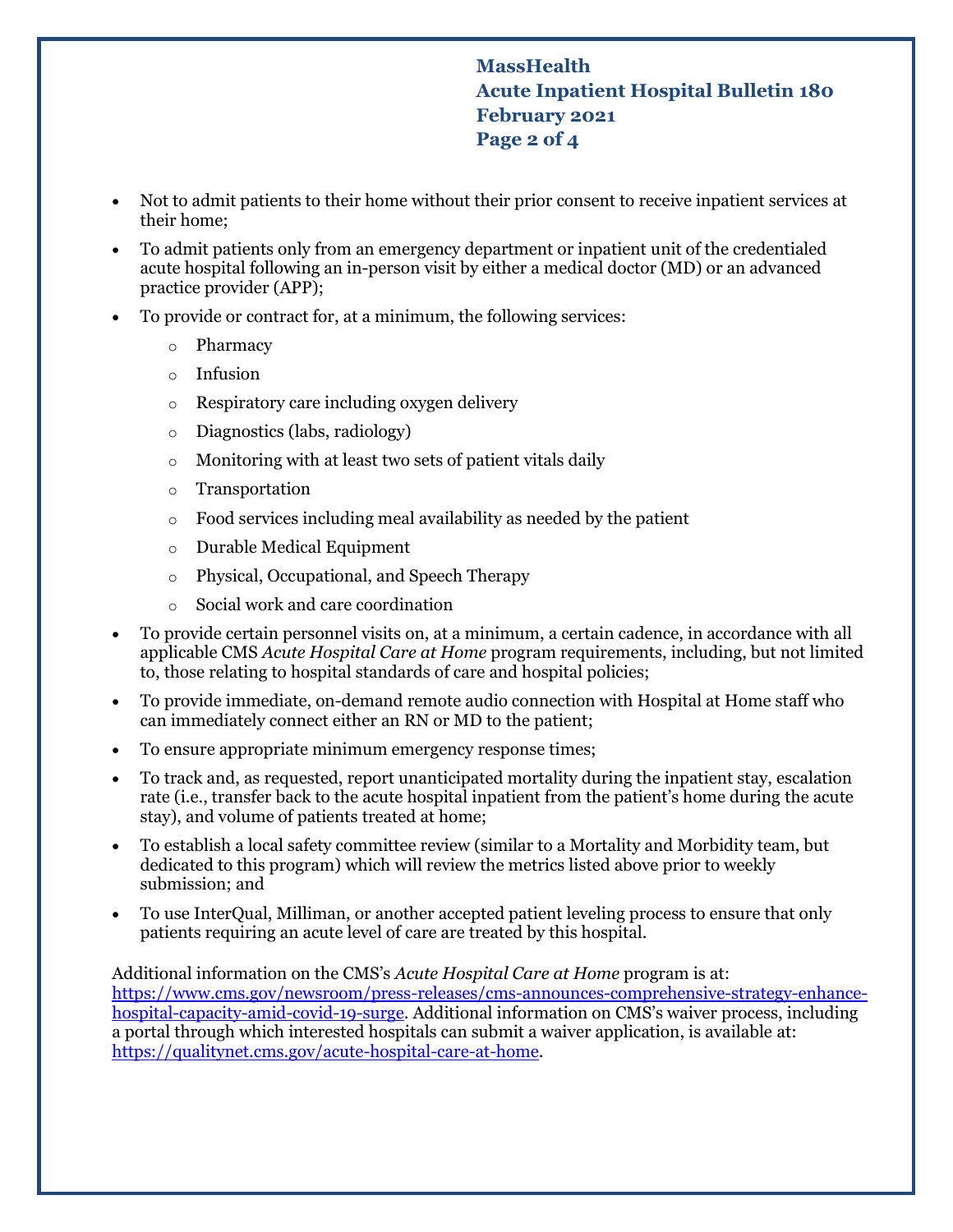- Not to admit patients to their home without their prior consent to receive inpatient services at their home;
- To admit patients only from an emergency department or inpatient unit of the credentialed acute hospital following an in-person visit by either a medical doctor (MD) or an advanced practice provider (APP);
- To provide or contract for, at a minimum, the following services:
    - Pharmacy
    - Infusion
    - Respiratory care including oxygen delivery
    - Diagnostics (labs, radiology)
    - Monitoring with at least two sets of patient vitals daily
    - Transportation
    - Food services including meal availability as needed by the patient
    - Durable Medical Equipment
    - Physical, Occupational, and Speech Therapy
    - Social work and care coordination
- To provide certain personnel visits on, at a minimum, a certain cadence, in accordance with all applicable CMS *Acute Hospital Care at Home* program requirements, including, but not limited to, those relating to hospital standards of care and hospital policies;
- To provide immediate, on-demand remote audio connection with Hospital at Home staff who can immediately connect either an RN or MD to the patient;
- To ensure appropriate minimum emergency response times;
- To track and, as requested, report unanticipated mortality during the inpatient stay, escalation rate (i.e., transfer back to the acute hospital inpatient from the patient's home during the acute stay), and volume of patients treated at home;
- To establish a local safety committee review (similar to a Mortality and Morbidity team, but dedicated to this program) which will review the metrics listed above prior to weekly submission; and
- To use InterQual, Milliman, or another accepted patient leveling process to ensure that only patients requiring an acute level of care are treated by this hospital.

Additional information on the CMS's *Acute Hospital Care at Home* program is at: https://www.cms.gov/newsroom/press-releases/cms-announces-comprehensive-strategy-enhance-hospital-capacity-amid-covid-19-surge. Additional information on CMS's waiver process, including a portal through which interested hospitals can submit a waiver application, is available at: https://qualitynet.cms.gov/acute-hospital-care-at-home.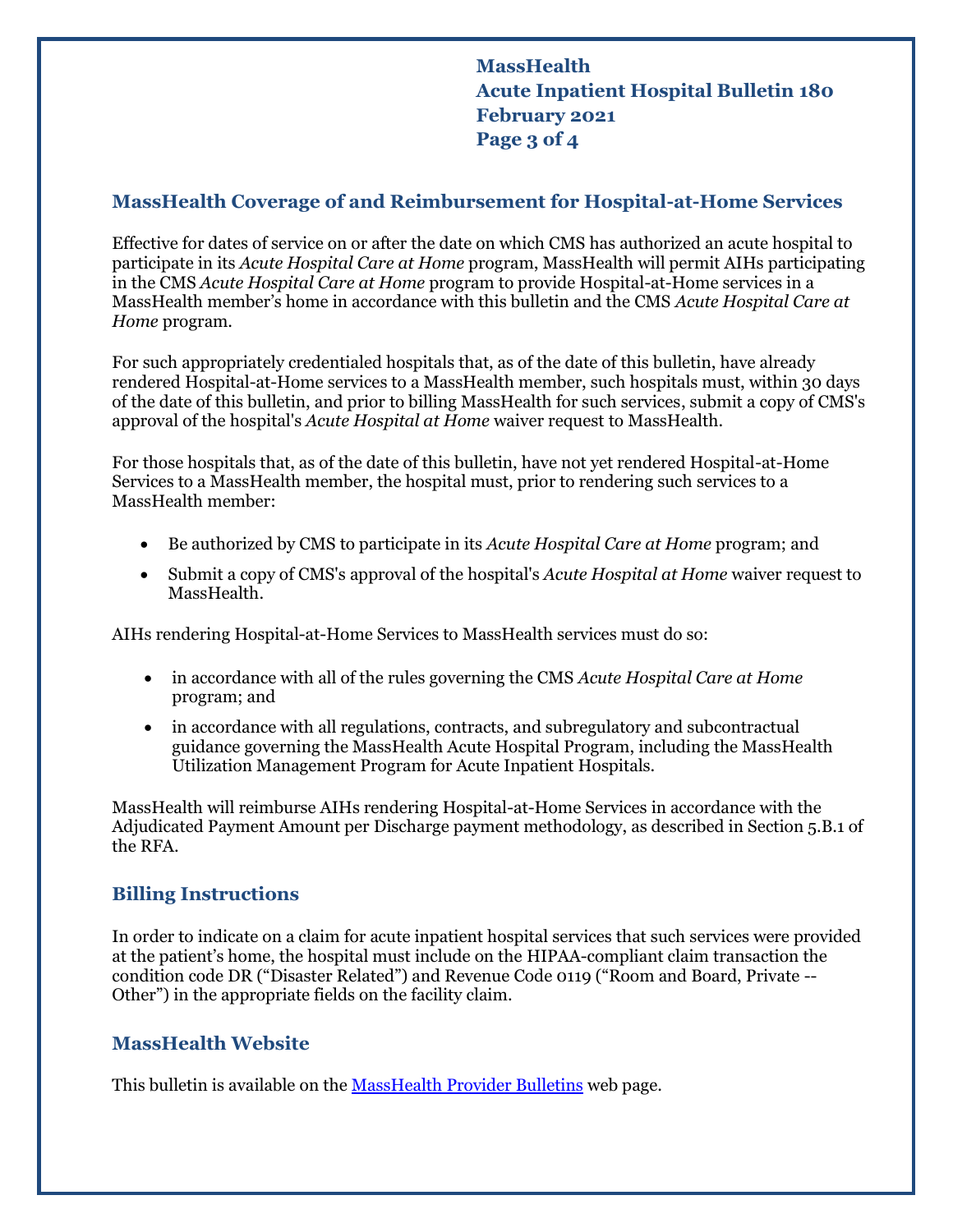## MassHealth Coverage of and Reimbursement for Hospital-at-Home Services

Effective for dates of service on or after the date on which CMS has authorized an acute hospital to participate in its *Acute Hospital Care at Home* program, MassHealth will permit AIHs participating in the CMS *Acute Hospital Care at Home* program to provide Hospital-at-Home services in a MassHealth member's home in accordance with this bulletin and the CMS *Acute Hospital Care at Home* program.

For such appropriately credentialed hospitals that, as of the date of this bulletin, have already rendered Hospital-at-Home services to a MassHealth member, such hospitals must, within 30 days of the date of this bulletin, and prior to billing MassHealth for such services, submit a copy of CMS's approval of the hospital's *Acute Hospital at Home* waiver request to MassHealth.

For those hospitals that, as of the date of this bulletin, have not yet rendered Hospital-at-Home Services to a MassHealth member, the hospital must, prior to rendering such services to a MassHealth member:

- Be authorized by CMS to participate in its *Acute Hospital Care at Home* program; and
- Submit a copy of CMS's approval of the hospital's *Acute Hospital at Home* waiver request to MassHealth.

AIHs rendering Hospital-at-Home Services to MassHealth services must do so:

- in accordance with all of the rules governing the CMS *Acute Hospital Care at Home* program; and
- in accordance with all regulations, contracts, and subregulatory and subcontractual guidance governing the MassHealth Acute Hospital Program, including the MassHealth Utilization Management Program for Acute Inpatient Hospitals.

MassHealth will reimburse AIHs rendering Hospital-at-Home Services in accordance with the Adjudicated Payment Amount per Discharge payment methodology, as described in Section 5.B.1 of the RFA.

## Billing Instructions

In order to indicate on a claim for acute inpatient hospital services that such services were provided at the patient's home, the hospital must include on the HIPAA-compliant claim transaction the condition code DR ("Disaster Related") and Revenue Code 0119 ("Room and Board, Private -- Other") in the appropriate fields on the facility claim.

## MassHealth Website

This bulletin is available on the [MassHealth Provider Bulletins] web page.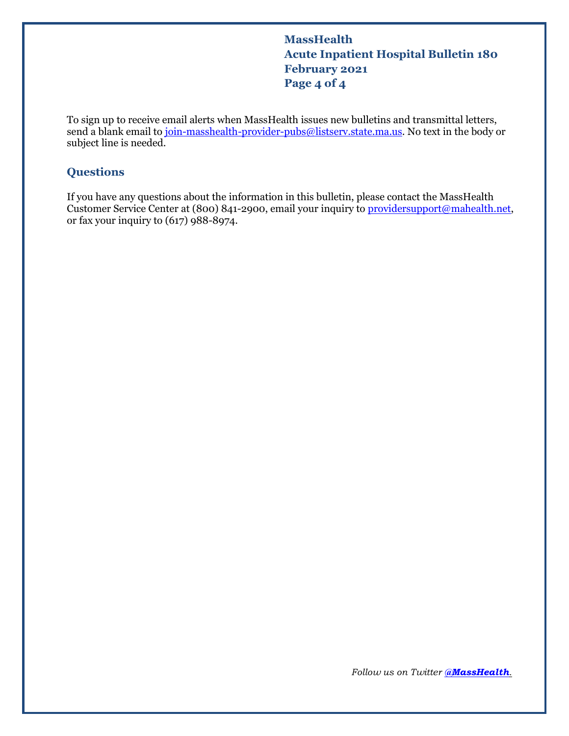To sign up to receive email alerts when MassHealth issues new bulletins and transmittal letters, send a blank email to join-masshealth-provider-pubs@listserv.state.ma.us. No text in the body or subject line is needed.

## Questions

If you have any questions about the information in this bulletin, please contact the MassHealth Customer Service Center at (800) 841-2900, email your inquiry to providersupport@mahealth.net, or fax your inquiry to (617) 988-8974.

*Follow us on Twitter* ***@MassHealth****.*